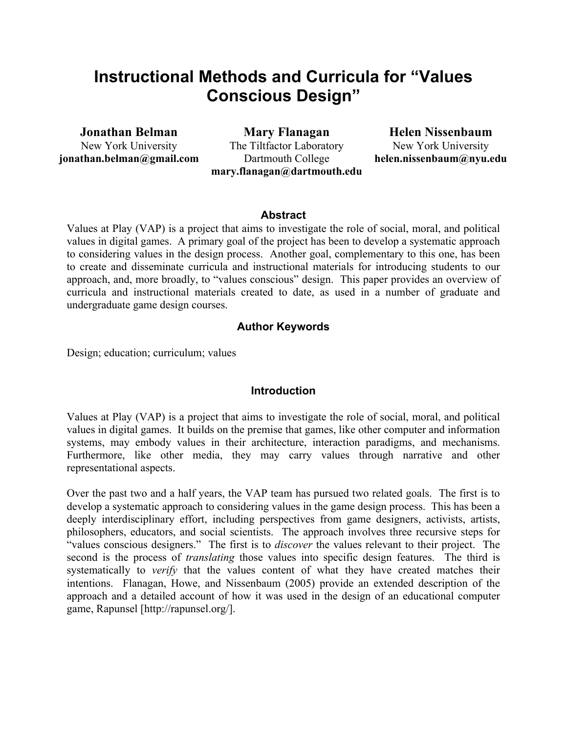# Instructional Methods and Curricula for "Values Conscious Design"

**Jonathan Belman**
New York University
**jonathan.belman@gmail.com**

**Mary Flanagan**
The Tiltfactor Laboratory
Dartmouth College
**mary.flanagan@dartmouth.edu**

**Helen Nissenbaum**
New York University
**helen.nissenbaum@nyu.edu**

### Abstract

Values at Play (VAP) is a project that aims to investigate the role of social, moral, and political values in digital games. A primary goal of the project has been to develop a systematic approach to considering values in the design process. Another goal, complementary to this one, has been to create and disseminate curricula and instructional materials for introducing students to our approach, and, more broadly, to "values conscious" design. This paper provides an overview of curricula and instructional materials created to date, as used in a number of graduate and undergraduate game design courses.

### Author Keywords

Design; education; curriculum; values

### Introduction

Values at Play (VAP) is a project that aims to investigate the role of social, moral, and political values in digital games. It builds on the premise that games, like other computer and information systems, may embody values in their architecture, interaction paradigms, and mechanisms. Furthermore, like other media, they may carry values through narrative and other representational aspects.

Over the past two and a half years, the VAP team has pursued two related goals. The first is to develop a systematic approach to considering values in the game design process. This has been a deeply interdisciplinary effort, including perspectives from game designers, activists, artists, philosophers, educators, and social scientists. The approach involves three recursive steps for "values conscious designers." The first is to *discover* the values relevant to their project. The second is the process of *translating* those values into specific design features. The third is systematically to *verify* that the values content of what they have created matches their intentions. Flanagan, Howe, and Nissenbaum (2005) provide an extended description of the approach and a detailed account of how it was used in the design of an educational computer game, Rapunsel [http://rapunsel.org/].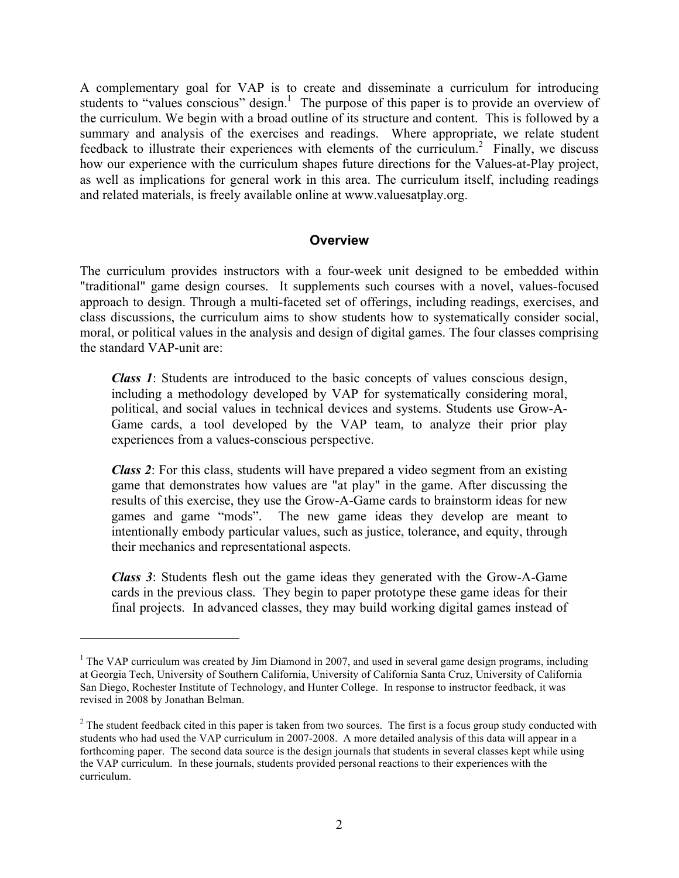A complementary goal for VAP is to create and disseminate a curriculum for introducing students to "values conscious" design.[1] The purpose of this paper is to provide an overview of the curriculum. We begin with a broad outline of its structure and content. This is followed by a summary and analysis of the exercises and readings. Where appropriate, we relate student feedback to illustrate their experiences with elements of the curriculum.[2] Finally, we discuss how our experience with the curriculum shapes future directions for the Values-at-Play project, as well as implications for general work in this area. The curriculum itself, including readings and related materials, is freely available online at www.valuesatplay.org.

## Overview

The curriculum provides instructors with a four-week unit designed to be embedded within "traditional" game design courses. It supplements such courses with a novel, values-focused approach to design. Through a multi-faceted set of offerings, including readings, exercises, and class discussions, the curriculum aims to show students how to systematically consider social, moral, or political values in the analysis and design of digital games. The four classes comprising the standard VAP-unit are:

> ***Class 1***: Students are introduced to the basic concepts of values conscious design, including a methodology developed by VAP for systematically considering moral, political, and social values in technical devices and systems. Students use Grow-A-Game cards, a tool developed by the VAP team, to analyze their prior play experiences from a values-conscious perspective.
>
> ***Class 2***: For this class, students will have prepared a video segment from an existing game that demonstrates how values are "at play" in the game. After discussing the results of this exercise, they use the Grow-A-Game cards to brainstorm ideas for new games and game "mods". The new game ideas they develop are meant to intentionally embody particular values, such as justice, tolerance, and equity, through their mechanics and representational aspects.
>
> ***Class 3***: Students flesh out the game ideas they generated with the Grow-A-Game cards in the previous class. They begin to paper prototype these game ideas for their final projects. In advanced classes, they may build working digital games instead of

---

[1] The VAP curriculum was created by Jim Diamond in 2007, and used in several game design programs, including at Georgia Tech, University of Southern California, University of California Santa Cruz, University of California San Diego, Rochester Institute of Technology, and Hunter College. In response to instructor feedback, it was revised in 2008 by Jonathan Belman.

[2] The student feedback cited in this paper is taken from two sources. The first is a focus group study conducted with students who had used the VAP curriculum in 2007-2008. A more detailed analysis of this data will appear in a forthcoming paper. The second data source is the design journals that students in several classes kept while using the VAP curriculum. In these journals, students provided personal reactions to their experiences with the curriculum.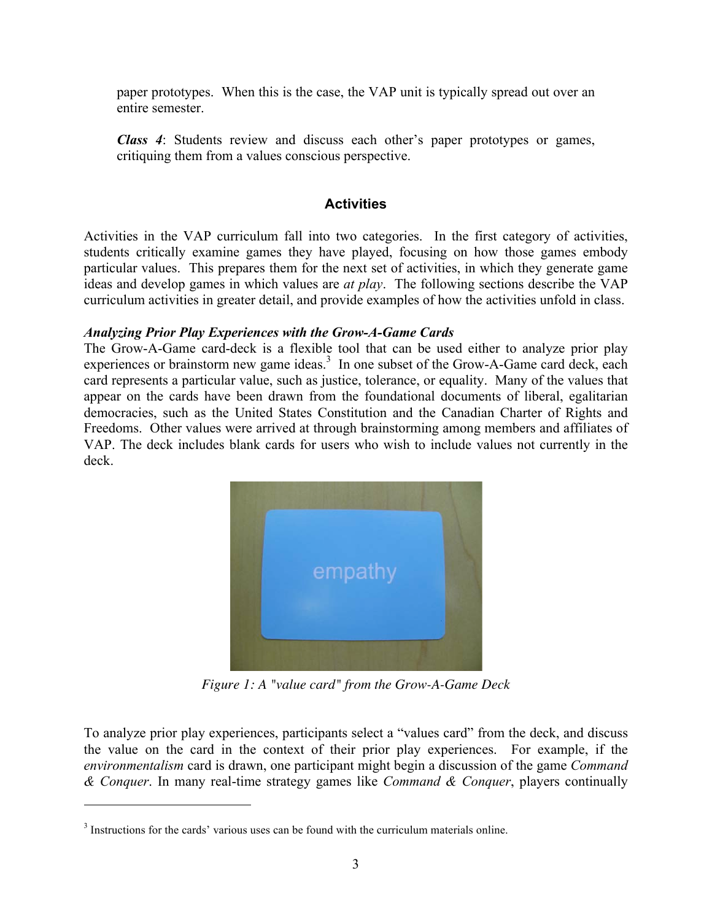paper prototypes. When this is the case, the VAP unit is typically spread out over an entire semester.

***Class 4***: Students review and discuss each other's paper prototypes or games, critiquing them from a values conscious perspective.

## Activities

Activities in the VAP curriculum fall into two categories. In the first category of activities, students critically examine games they have played, focusing on how those games embody particular values. This prepares them for the next set of activities, in which they generate game ideas and develop games in which values are *at play*. The following sections describe the VAP curriculum activities in greater detail, and provide examples of how the activities unfold in class.

### *Analyzing Prior Play Experiences with the Grow-A-Game Cards*

The Grow-A-Game card-deck is a flexible tool that can be used either to analyze prior play experiences or brainstorm new game ideas.[3] In one subset of the Grow-A-Game card deck, each card represents a particular value, such as justice, tolerance, or equality. Many of the values that appear on the cards have been drawn from the foundational documents of liberal, egalitarian democracies, such as the United States Constitution and the Canadian Charter of Rights and Freedoms. Other values were arrived at through brainstorming among members and affiliates of VAP. The deck includes blank cards for users who wish to include values not currently in the deck.

*Figure 1: A "value card" from the Grow-A-Game Deck*

To analyze prior play experiences, participants select a "values card" from the deck, and discuss the value on the card in the context of their prior play experiences. For example, if the *environmentalism* card is drawn, one participant might begin a discussion of the game *Command & Conquer*. In many real-time strategy games like *Command & Conquer*, players continually

[3] Instructions for the cards' various uses can be found with the curriculum materials online.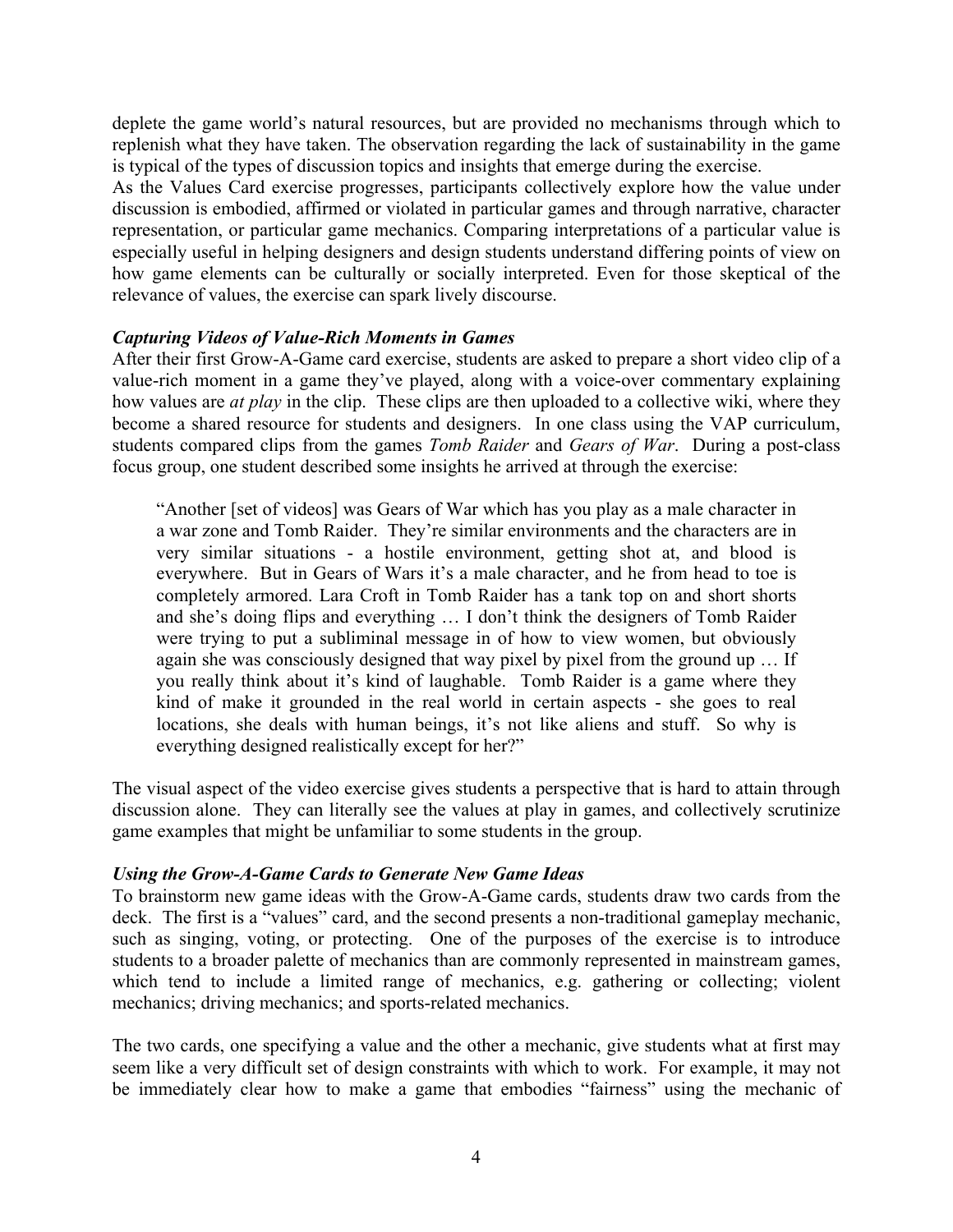deplete the game world's natural resources, but are provided no mechanisms through which to replenish what they have taken. The observation regarding the lack of sustainability in the game is typical of the types of discussion topics and insights that emerge during the exercise.

As the Values Card exercise progresses, participants collectively explore how the value under discussion is embodied, affirmed or violated in particular games and through narrative, character representation, or particular game mechanics. Comparing interpretations of a particular value is especially useful in helping designers and design students understand differing points of view on how game elements can be culturally or socially interpreted. Even for those skeptical of the relevance of values, the exercise can spark lively discourse.

### *Capturing Videos of Value-Rich Moments in Games*

After their first Grow-A-Game card exercise, students are asked to prepare a short video clip of a value-rich moment in a game they've played, along with a voice-over commentary explaining how values are *at play* in the clip. These clips are then uploaded to a collective wiki, where they become a shared resource for students and designers. In one class using the VAP curriculum, students compared clips from the games *Tomb Raider* and *Gears of War*. During a post-class focus group, one student described some insights he arrived at through the exercise:

> "Another [set of videos] was Gears of War which has you play as a male character in a war zone and Tomb Raider. They're similar environments and the characters are in very similar situations - a hostile environment, getting shot at, and blood is everywhere. But in Gears of Wars it's a male character, and he from head to toe is completely armored. Lara Croft in Tomb Raider has a tank top on and short shorts and she's doing flips and everything … I don't think the designers of Tomb Raider were trying to put a subliminal message in of how to view women, but obviously again she was consciously designed that way pixel by pixel from the ground up … If you really think about it's kind of laughable. Tomb Raider is a game where they kind of make it grounded in the real world in certain aspects - she goes to real locations, she deals with human beings, it's not like aliens and stuff. So why is everything designed realistically except for her?"

The visual aspect of the video exercise gives students a perspective that is hard to attain through discussion alone. They can literally see the values at play in games, and collectively scrutinize game examples that might be unfamiliar to some students in the group.

### *Using the Grow-A-Game Cards to Generate New Game Ideas*

To brainstorm new game ideas with the Grow-A-Game cards, students draw two cards from the deck. The first is a "values" card, and the second presents a non-traditional gameplay mechanic, such as singing, voting, or protecting. One of the purposes of the exercise is to introduce students to a broader palette of mechanics than are commonly represented in mainstream games, which tend to include a limited range of mechanics, e.g. gathering or collecting; violent mechanics; driving mechanics; and sports-related mechanics.

The two cards, one specifying a value and the other a mechanic, give students what at first may seem like a very difficult set of design constraints with which to work. For example, it may not be immediately clear how to make a game that embodies "fairness" using the mechanic of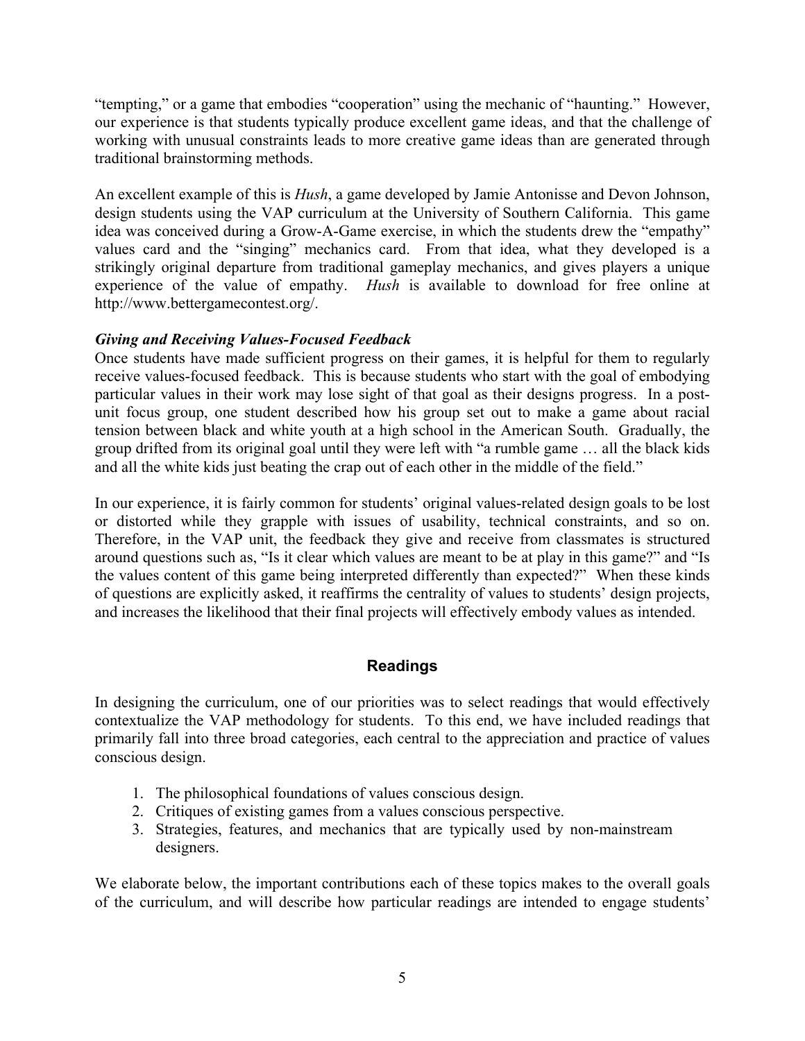"tempting," or a game that embodies "cooperation" using the mechanic of "haunting." However, our experience is that students typically produce excellent game ideas, and that the challenge of working with unusual constraints leads to more creative game ideas than are generated through traditional brainstorming methods.

An excellent example of this is *Hush*, a game developed by Jamie Antonisse and Devon Johnson, design students using the VAP curriculum at the University of Southern California. This game idea was conceived during a Grow-A-Game exercise, in which the students drew the "empathy" values card and the "singing" mechanics card. From that idea, what they developed is a strikingly original departure from traditional gameplay mechanics, and gives players a unique experience of the value of empathy. *Hush* is available to download for free online at http://www.bettergamecontest.org/.

***Giving and Receiving Values-Focused Feedback***

Once students have made sufficient progress on their games, it is helpful for them to regularly receive values-focused feedback. This is because students who start with the goal of embodying particular values in their work may lose sight of that goal as their designs progress. In a post-unit focus group, one student described how his group set out to make a game about racial tension between black and white youth at a high school in the American South. Gradually, the group drifted from its original goal until they were left with "a rumble game … all the black kids and all the white kids just beating the crap out of each other in the middle of the field."

In our experience, it is fairly common for students' original values-related design goals to be lost or distorted while they grapple with issues of usability, technical constraints, and so on. Therefore, in the VAP unit, the feedback they give and receive from classmates is structured around questions such as, "Is it clear which values are meant to be at play in this game?" and "Is the values content of this game being interpreted differently than expected?" When these kinds of questions are explicitly asked, it reaffirms the centrality of values to students' design projects, and increases the likelihood that their final projects will effectively embody values as intended.

## Readings

In designing the curriculum, one of our priorities was to select readings that would effectively contextualize the VAP methodology for students. To this end, we have included readings that primarily fall into three broad categories, each central to the appreciation and practice of values conscious design.

1. The philosophical foundations of values conscious design.
2. Critiques of existing games from a values conscious perspective.
3. Strategies, features, and mechanics that are typically used by non-mainstream designers.

We elaborate below, the important contributions each of these topics makes to the overall goals of the curriculum, and will describe how particular readings are intended to engage students'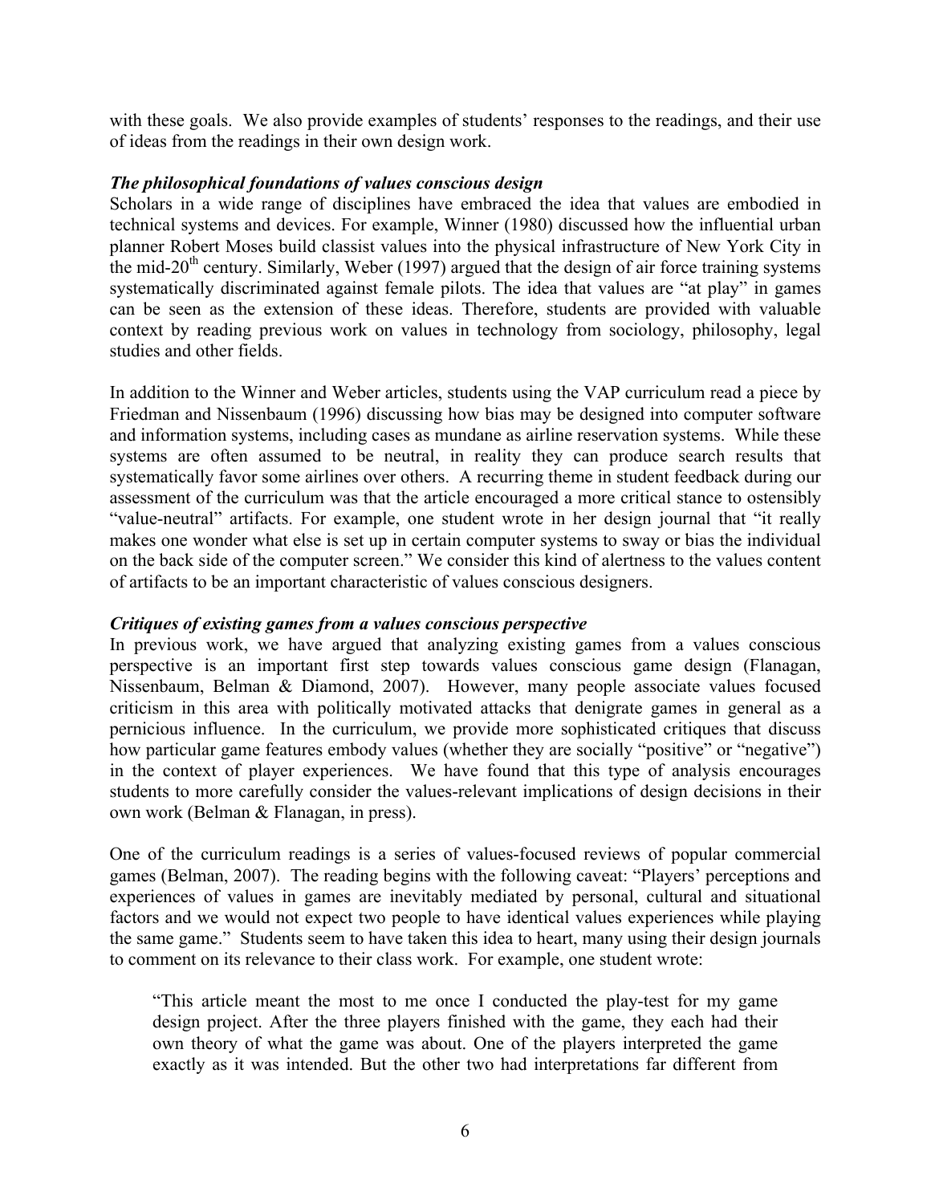with these goals. We also provide examples of students' responses to the readings, and their use of ideas from the readings in their own design work.

***The philosophical foundations of values conscious design***

Scholars in a wide range of disciplines have embraced the idea that values are embodied in technical systems and devices. For example, Winner (1980) discussed how the influential urban planner Robert Moses build classist values into the physical infrastructure of New York City in the mid-20th century. Similarly, Weber (1997) argued that the design of air force training systems systematically discriminated against female pilots. The idea that values are "at play" in games can be seen as the extension of these ideas. Therefore, students are provided with valuable context by reading previous work on values in technology from sociology, philosophy, legal studies and other fields.

In addition to the Winner and Weber articles, students using the VAP curriculum read a piece by Friedman and Nissenbaum (1996) discussing how bias may be designed into computer software and information systems, including cases as mundane as airline reservation systems. While these systems are often assumed to be neutral, in reality they can produce search results that systematically favor some airlines over others. A recurring theme in student feedback during our assessment of the curriculum was that the article encouraged a more critical stance to ostensibly "value-neutral" artifacts. For example, one student wrote in her design journal that "it really makes one wonder what else is set up in certain computer systems to sway or bias the individual on the back side of the computer screen." We consider this kind of alertness to the values content of artifacts to be an important characteristic of values conscious designers.

***Critiques of existing games from a values conscious perspective***

In previous work, we have argued that analyzing existing games from a values conscious perspective is an important first step towards values conscious game design (Flanagan, Nissenbaum, Belman & Diamond, 2007). However, many people associate values focused criticism in this area with politically motivated attacks that denigrate games in general as a pernicious influence. In the curriculum, we provide more sophisticated critiques that discuss how particular game features embody values (whether they are socially "positive" or "negative") in the context of player experiences. We have found that this type of analysis encourages students to more carefully consider the values-relevant implications of design decisions in their own work (Belman & Flanagan, in press).

One of the curriculum readings is a series of values-focused reviews of popular commercial games (Belman, 2007). The reading begins with the following caveat: "Players' perceptions and experiences of values in games are inevitably mediated by personal, cultural and situational factors and we would not expect two people to have identical values experiences while playing the same game." Students seem to have taken this idea to heart, many using their design journals to comment on its relevance to their class work. For example, one student wrote:

> "This article meant the most to me once I conducted the play-test for my game design project. After the three players finished with the game, they each had their own theory of what the game was about. One of the players interpreted the game exactly as it was intended. But the other two had interpretations far different from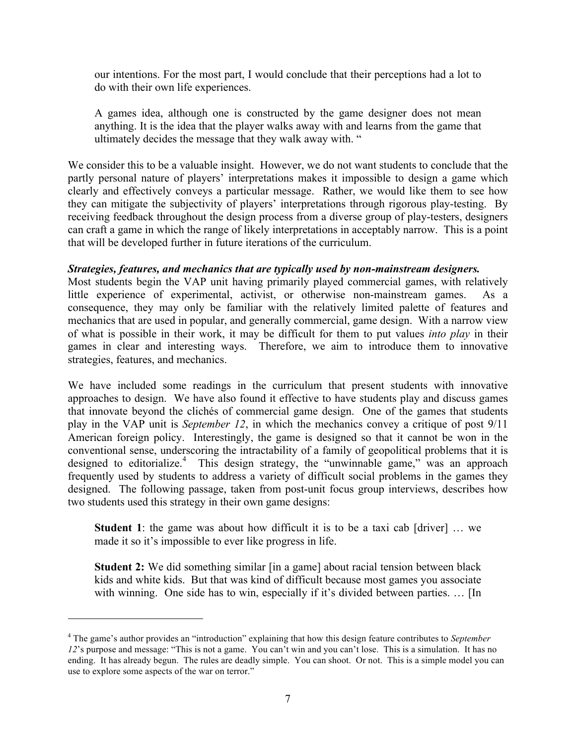> our intentions. For the most part, I would conclude that their perceptions had a lot to do with their own life experiences.
>
> A games idea, although one is constructed by the game designer does not mean anything. It is the idea that the player walks away with and learns from the game that ultimately decides the message that they walk away with. "

We consider this to be a valuable insight. However, we do not want students to conclude that the partly personal nature of players' interpretations makes it impossible to design a game which clearly and effectively conveys a particular message. Rather, we would like them to see how they can mitigate the subjectivity of players' interpretations through rigorous play-testing. By receiving feedback throughout the design process from a diverse group of play-testers, designers can craft a game in which the range of likely interpretations in acceptably narrow. This is a point that will be developed further in future iterations of the curriculum.

***Strategies, features, and mechanics that are typically used by non-mainstream designers.***

Most students begin the VAP unit having primarily played commercial games, with relatively little experience of experimental, activist, or otherwise non-mainstream games. As a consequence, they may only be familiar with the relatively limited palette of features and mechanics that are used in popular, and generally commercial, game design. With a narrow view of what is possible in their work, it may be difficult for them to put values *into play* in their games in clear and interesting ways. Therefore, we aim to introduce them to innovative strategies, features, and mechanics.

We have included some readings in the curriculum that present students with innovative approaches to design. We have also found it effective to have students play and discuss games that innovate beyond the clichés of commercial game design. One of the games that students play in the VAP unit is *September 12*, in which the mechanics convey a critique of post 9/11 American foreign policy. Interestingly, the game is designed so that it cannot be won in the conventional sense, underscoring the intractability of a family of geopolitical problems that it is designed to editorialize.[4] This design strategy, the "unwinnable game," was an approach frequently used by students to address a variety of difficult social problems in the games they designed. The following passage, taken from post-unit focus group interviews, describes how two students used this strategy in their own game designs:

> **Student 1**: the game was about how difficult it is to be a taxi cab [driver] … we made it so it's impossible to ever like progress in life.
>
> **Student 2:** We did something similar [in a game] about racial tension between black kids and white kids. But that was kind of difficult because most games you associate with winning. One side has to win, especially if it's divided between parties. … [In

[4] The game's author provides an "introduction" explaining that how this design feature contributes to *September 12*'s purpose and message: "This is not a game. You can't win and you can't lose. This is a simulation. It has no ending. It has already begun. The rules are deadly simple. You can shoot. Or not. This is a simple model you can use to explore some aspects of the war on terror."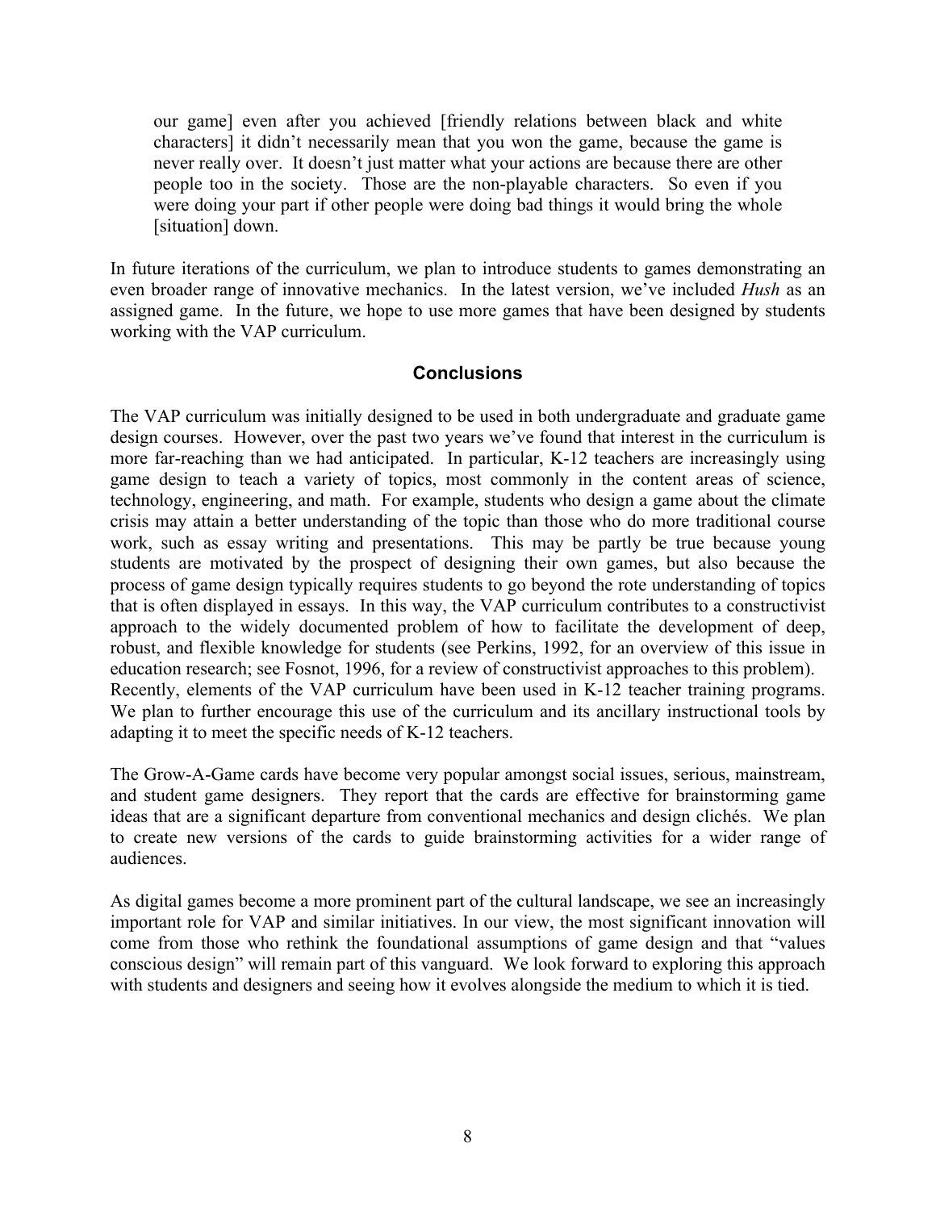> our game] even after you achieved [friendly relations between black and white characters] it didn't necessarily mean that you won the game, because the game is never really over. It doesn't just matter what your actions are because there are other people too in the society. Those are the non-playable characters. So even if you were doing your part if other people were doing bad things it would bring the whole [situation] down.

In future iterations of the curriculum, we plan to introduce students to games demonstrating an even broader range of innovative mechanics. In the latest version, we've included *Hush* as an assigned game. In the future, we hope to use more games that have been designed by students working with the VAP curriculum.

## Conclusions

The VAP curriculum was initially designed to be used in both undergraduate and graduate game design courses. However, over the past two years we've found that interest in the curriculum is more far-reaching than we had anticipated. In particular, K-12 teachers are increasingly using game design to teach a variety of topics, most commonly in the content areas of science, technology, engineering, and math. For example, students who design a game about the climate crisis may attain a better understanding of the topic than those who do more traditional course work, such as essay writing and presentations. This may be partly be true because young students are motivated by the prospect of designing their own games, but also because the process of game design typically requires students to go beyond the rote understanding of topics that is often displayed in essays. In this way, the VAP curriculum contributes to a constructivist approach to the widely documented problem of how to facilitate the development of deep, robust, and flexible knowledge for students (see Perkins, 1992, for an overview of this issue in education research; see Fosnot, 1996, for a review of constructivist approaches to this problem). Recently, elements of the VAP curriculum have been used in K-12 teacher training programs. We plan to further encourage this use of the curriculum and its ancillary instructional tools by adapting it to meet the specific needs of K-12 teachers.

The Grow-A-Game cards have become very popular amongst social issues, serious, mainstream, and student game designers. They report that the cards are effective for brainstorming game ideas that are a significant departure from conventional mechanics and design clichés. We plan to create new versions of the cards to guide brainstorming activities for a wider range of audiences.

As digital games become a more prominent part of the cultural landscape, we see an increasingly important role for VAP and similar initiatives. In our view, the most significant innovation will come from those who rethink the foundational assumptions of game design and that "values conscious design" will remain part of this vanguard. We look forward to exploring this approach with students and designers and seeing how it evolves alongside the medium to which it is tied.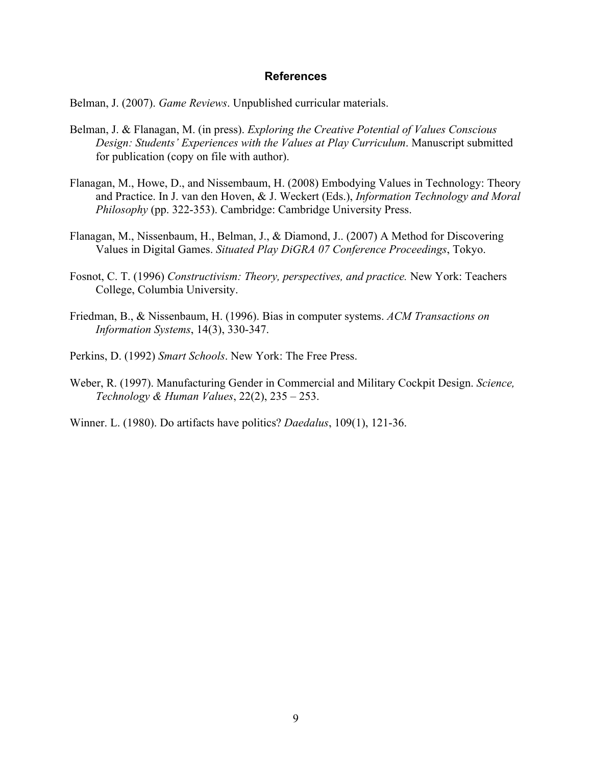## References

Belman, J. (2007). *Game Reviews*. Unpublished curricular materials.

Belman, J. & Flanagan, M. (in press). *Exploring the Creative Potential of Values Conscious Design: Students' Experiences with the Values at Play Curriculum*. Manuscript submitted for publication (copy on file with author).

Flanagan, M., Howe, D., and Nissembaum, H. (2008) Embodying Values in Technology: Theory and Practice. In J. van den Hoven, & J. Weckert (Eds.), *Information Technology and Moral Philosophy* (pp. 322-353). Cambridge: Cambridge University Press.

Flanagan, M., Nissenbaum, H., Belman, J., & Diamond, J.. (2007) A Method for Discovering Values in Digital Games. *Situated Play DiGRA 07 Conference Proceedings*, Tokyo.

Fosnot, C. T. (1996) *Constructivism: Theory, perspectives, and practice.* New York: Teachers College, Columbia University.

Friedman, B., & Nissenbaum, H. (1996). Bias in computer systems. *ACM Transactions on Information Systems*, 14(3), 330-347.

Perkins, D. (1992) *Smart Schools*. New York: The Free Press.

Weber, R. (1997). Manufacturing Gender in Commercial and Military Cockpit Design. *Science, Technology & Human Values*, 22(2), 235 – 253.

Winner. L. (1980). Do artifacts have politics? *Daedalus*, 109(1), 121-36.